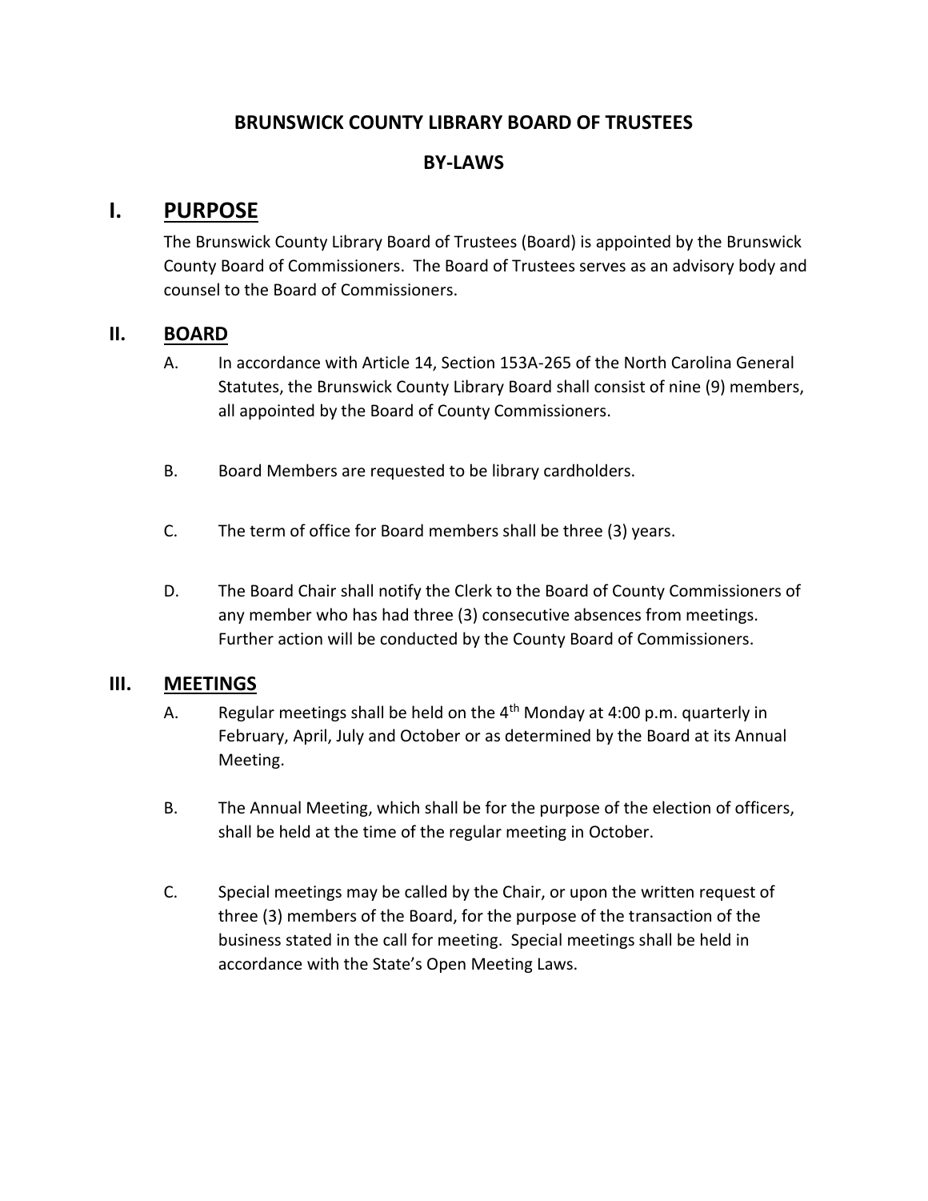# BRUNSWICK COUNTY LIBRARY BOARD OF TRUSTEES

## BY-LAWS

## I. PURPOSE

The Brunswick County Library Board of Trustees (Board) is appointed by the Brunswick County Board of Commissioners. The Board of Trustees serves as an advisory body and counsel to the Board of Commissioners.

## II. BOARD

A. In accordance with Article 14, Section 153A-265 of the North Carolina General Statutes, the Brunswick County Library Board shall consist of nine (9) members, all appointed by the Board of County Commissioners.

B. Board Members are requested to be library cardholders.

C. The term of office for Board members shall be three (3) years.

D. The Board Chair shall notify the Clerk to the Board of County Commissioners of any member who has had three (3) consecutive absences from meetings. Further action will be conducted by the County Board of Commissioners.

## III. MEETINGS

A. Regular meetings shall be held on the 4th Monday at 4:00 p.m. quarterly in February, April, July and October or as determined by the Board at its Annual Meeting.

B. The Annual Meeting, which shall be for the purpose of the election of officers, shall be held at the time of the regular meeting in October.

C. Special meetings may be called by the Chair, or upon the written request of three (3) members of the Board, for the purpose of the transaction of the business stated in the call for meeting. Special meetings shall be held in accordance with the State's Open Meeting Laws.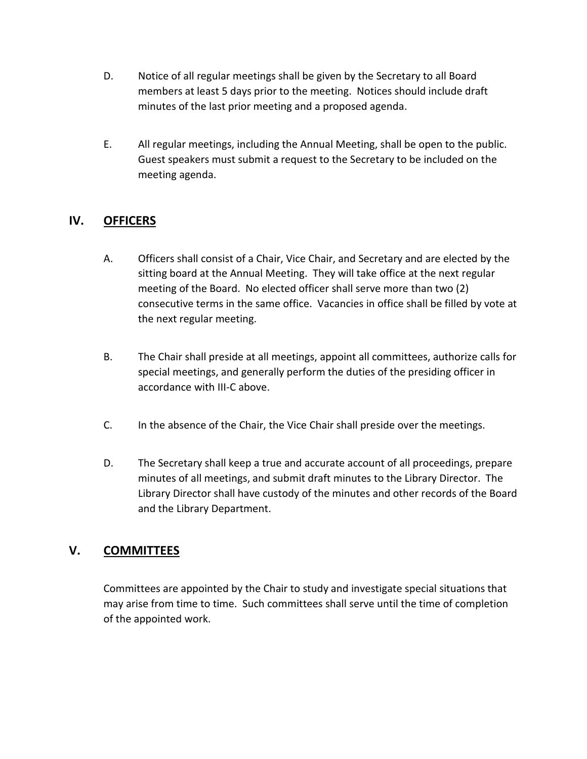D. Notice of all regular meetings shall be given by the Secretary to all Board members at least 5 days prior to the meeting. Notices should include draft minutes of the last prior meeting and a proposed agenda.

E. All regular meetings, including the Annual Meeting, shall be open to the public. Guest speakers must submit a request to the Secretary to be included on the meeting agenda.

## IV. OFFICERS

A. Officers shall consist of a Chair, Vice Chair, and Secretary and are elected by the sitting board at the Annual Meeting. They will take office at the next regular meeting of the Board. No elected officer shall serve more than two (2) consecutive terms in the same office. Vacancies in office shall be filled by vote at the next regular meeting.

B. The Chair shall preside at all meetings, appoint all committees, authorize calls for special meetings, and generally perform the duties of the presiding officer in accordance with III-C above.

C. In the absence of the Chair, the Vice Chair shall preside over the meetings.

D. The Secretary shall keep a true and accurate account of all proceedings, prepare minutes of all meetings, and submit draft minutes to the Library Director. The Library Director shall have custody of the minutes and other records of the Board and the Library Department.

## V. COMMITTEES

Committees are appointed by the Chair to study and investigate special situations that may arise from time to time. Such committees shall serve until the time of completion of the appointed work.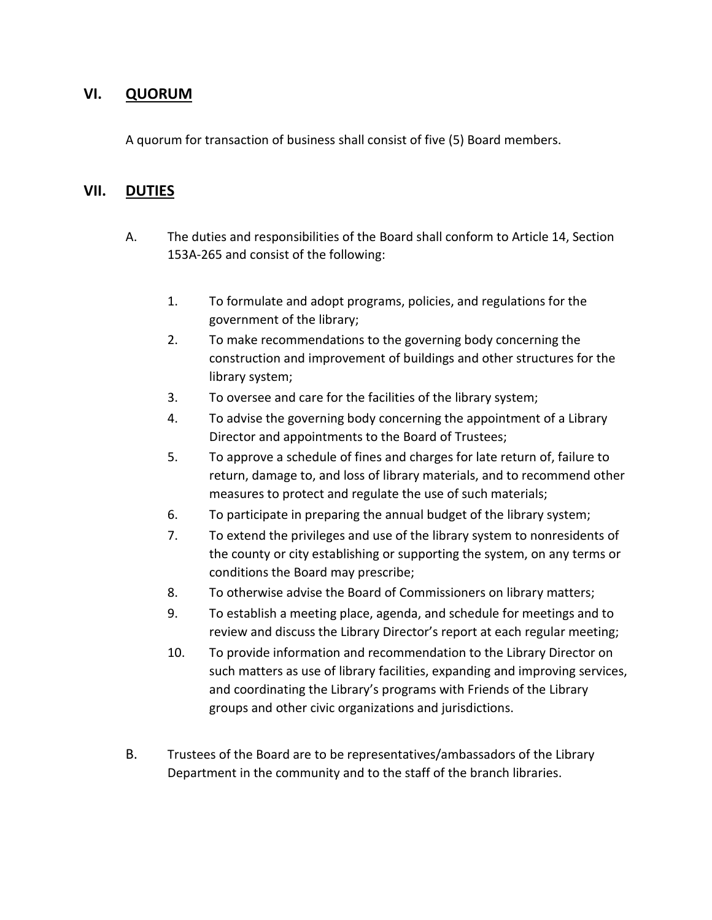## VI. QUORUM

A quorum for transaction of business shall consist of five (5) Board members.

## VII. DUTIES

A. The duties and responsibilities of the Board shall conform to Article 14, Section 153A-265 and consist of the following:

1. To formulate and adopt programs, policies, and regulations for the government of the library;
2. To make recommendations to the governing body concerning the construction and improvement of buildings and other structures for the library system;
3. To oversee and care for the facilities of the library system;
4. To advise the governing body concerning the appointment of a Library Director and appointments to the Board of Trustees;
5. To approve a schedule of fines and charges for late return of, failure to return, damage to, and loss of library materials, and to recommend other measures to protect and regulate the use of such materials;
6. To participate in preparing the annual budget of the library system;
7. To extend the privileges and use of the library system to nonresidents of the county or city establishing or supporting the system, on any terms or conditions the Board may prescribe;
8. To otherwise advise the Board of Commissioners on library matters;
9. To establish a meeting place, agenda, and schedule for meetings and to review and discuss the Library Director's report at each regular meeting;
10. To provide information and recommendation to the Library Director on such matters as use of library facilities, expanding and improving services, and coordinating the Library's programs with Friends of the Library groups and other civic organizations and jurisdictions.

B. Trustees of the Board are to be representatives/ambassadors of the Library Department in the community and to the staff of the branch libraries.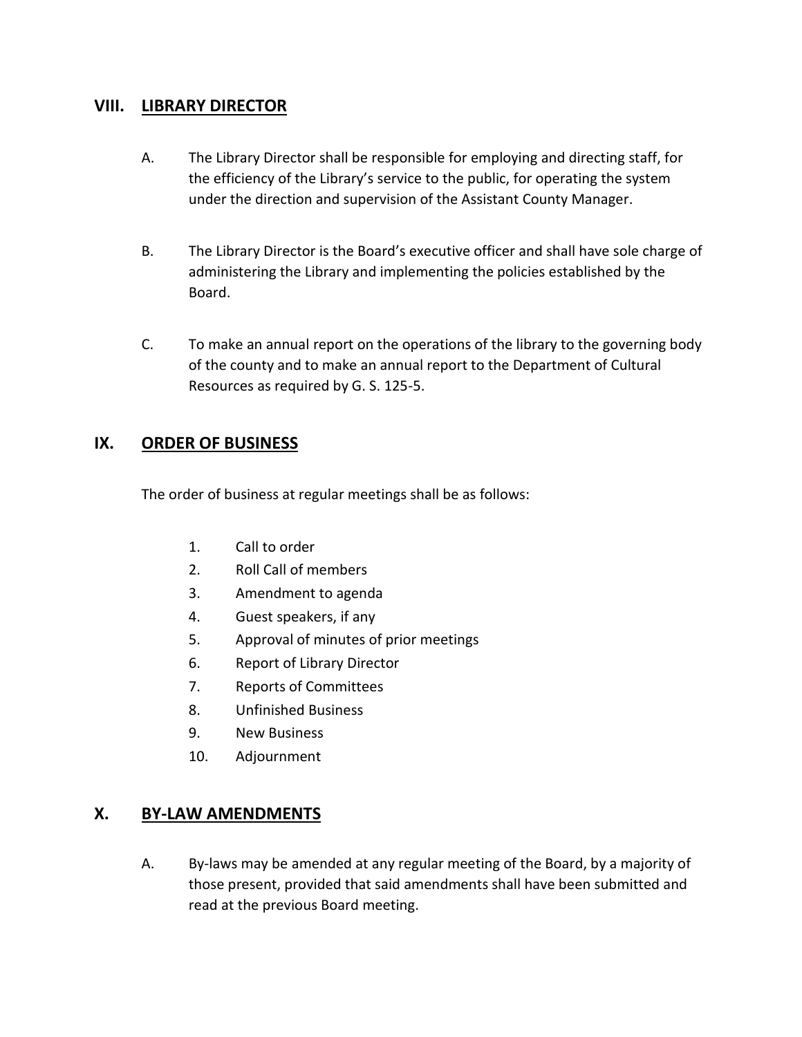## VIII. LIBRARY DIRECTOR

A. The Library Director shall be responsible for employing and directing staff, for the efficiency of the Library's service to the public, for operating the system under the direction and supervision of the Assistant County Manager.

B. The Library Director is the Board's executive officer and shall have sole charge of administering the Library and implementing the policies established by the Board.

C. To make an annual report on the operations of the library to the governing body of the county and to make an annual report to the Department of Cultural Resources as required by G. S. 125-5.

## IX. ORDER OF BUSINESS

The order of business at regular meetings shall be as follows:

1. Call to order
2. Roll Call of members
3. Amendment to agenda
4. Guest speakers, if any
5. Approval of minutes of prior meetings
6. Report of Library Director
7. Reports of Committees
8. Unfinished Business
9. New Business
10. Adjournment

## X. BY-LAW AMENDMENTS

A. By-laws may be amended at any regular meeting of the Board, by a majority of those present, provided that said amendments shall have been submitted and read at the previous Board meeting.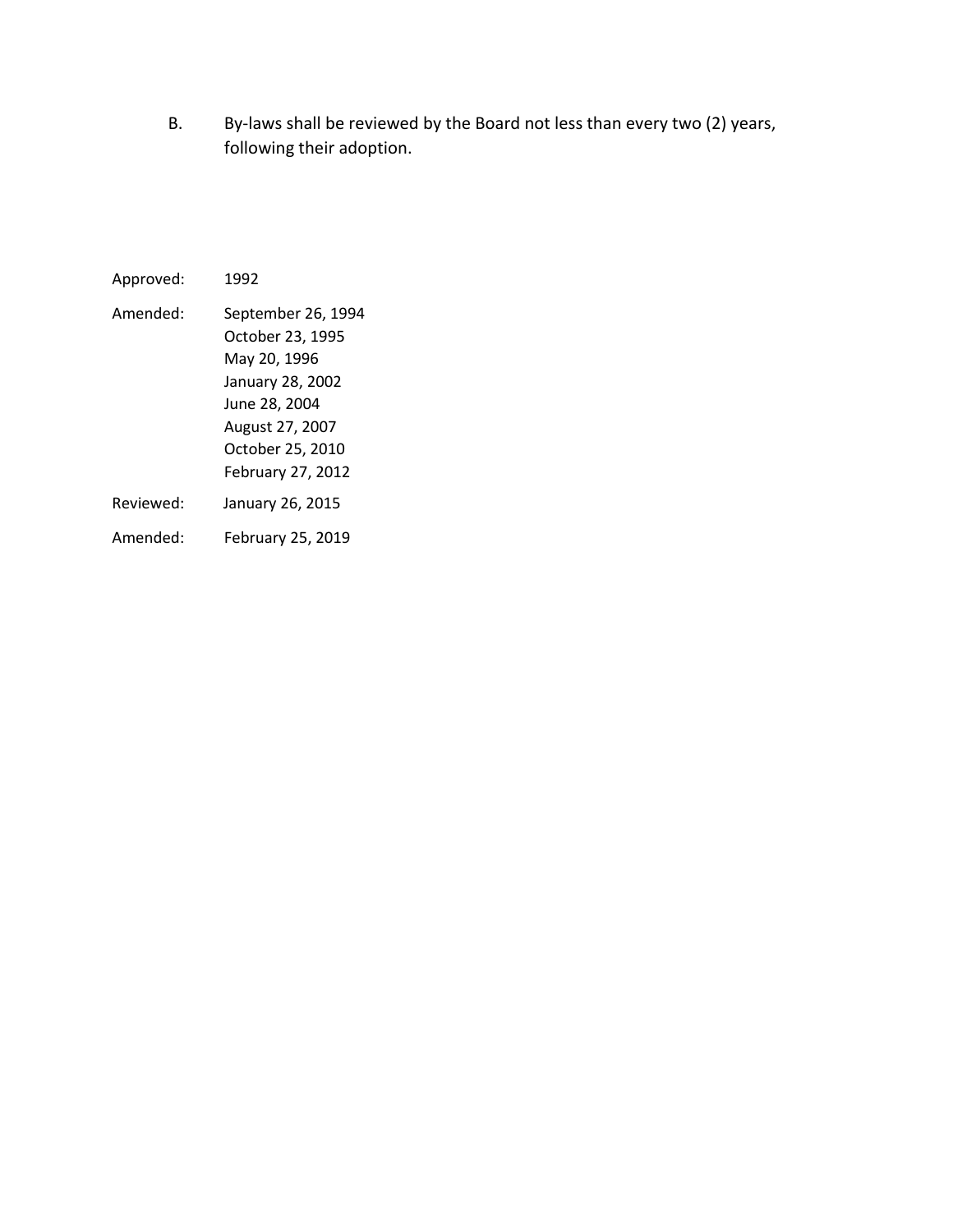B. By-laws shall be reviewed by the Board not less than every two (2) years, following their adoption.

Approved: 1992

Amended: September 26, 1994
October 23, 1995
May 20, 1996
January 28, 2002
June 28, 2004
August 27, 2007
October 25, 2010
February 27, 2012

Reviewed: January 26, 2015

Amended: February 25, 2019